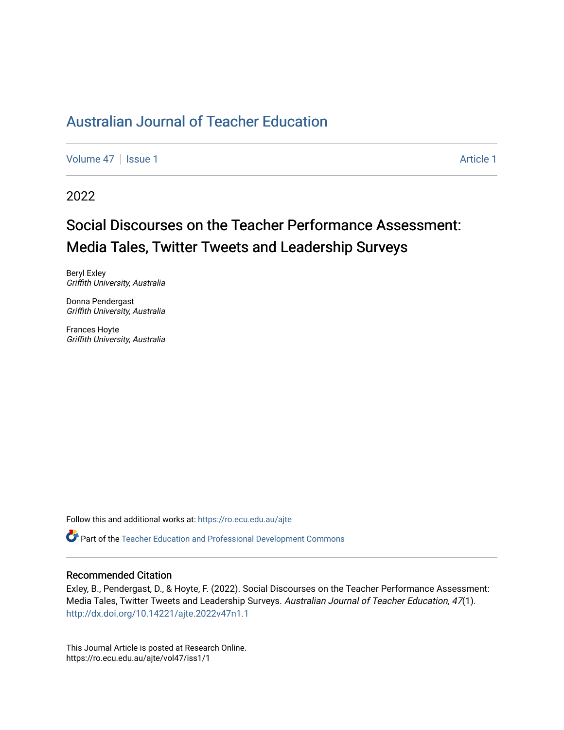# Australian Journal of Teacher Education

Volume 47 | Issue 1 | Article 1

2022

## Social Discourses on the Teacher Performance Assessment: Media Tales, Twitter Tweets and Leadership Surveys

Beryl Exley
*Griffith University, Australia*

Donna Pendergast
*Griffith University, Australia*

Frances Hoyte
*Griffith University, Australia*

Follow this and additional works at: https://ro.ecu.edu.au/ajte

Part of the Teacher Education and Professional Development Commons

### Recommended Citation

Exley, B., Pendergast, D., & Hoyte, F. (2022). Social Discourses on the Teacher Performance Assessment: Media Tales, Twitter Tweets and Leadership Surveys. *Australian Journal of Teacher Education, 47*(1). http://dx.doi.org/10.14221/ajte.2022v47n1.1

This Journal Article is posted at Research Online.
https://ro.ecu.edu.au/ajte/vol47/iss1/1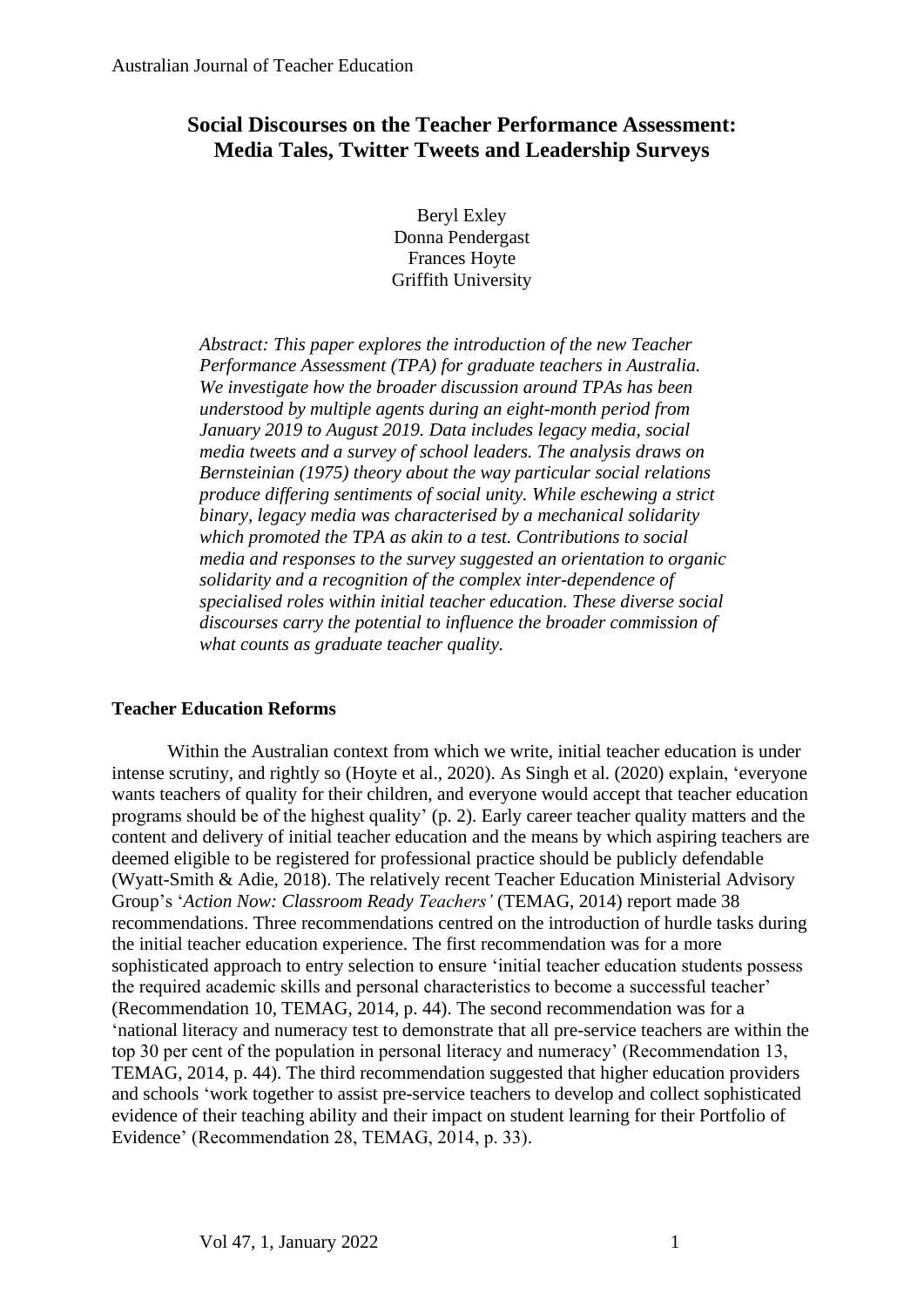# Social Discourses on the Teacher Performance Assessment: Media Tales, Twitter Tweets and Leadership Surveys

Beryl Exley
Donna Pendergast
Frances Hoyte
Griffith University

*Abstract: This paper explores the introduction of the new Teacher Performance Assessment (TPA) for graduate teachers in Australia. We investigate how the broader discussion around TPAs has been understood by multiple agents during an eight-month period from January 2019 to August 2019. Data includes legacy media, social media tweets and a survey of school leaders. The analysis draws on Bernsteinian (1975) theory about the way particular social relations produce differing sentiments of social unity. While eschewing a strict binary, legacy media was characterised by a mechanical solidarity which promoted the TPA as akin to a test. Contributions to social media and responses to the survey suggested an orientation to organic solidarity and a recognition of the complex inter-dependence of specialised roles within initial teacher education. These diverse social discourses carry the potential to influence the broader commission of what counts as graduate teacher quality.*

## Teacher Education Reforms

Within the Australian context from which we write, initial teacher education is under intense scrutiny, and rightly so (Hoyte et al., 2020). As Singh et al. (2020) explain, 'everyone wants teachers of quality for their children, and everyone would accept that teacher education programs should be of the highest quality' (p. 2). Early career teacher quality matters and the content and delivery of initial teacher education and the means by which aspiring teachers are deemed eligible to be registered for professional practice should be publicly defendable (Wyatt-Smith & Adie, 2018). The relatively recent Teacher Education Ministerial Advisory Group's '*Action Now: Classroom Ready Teachers'* (TEMAG, 2014) report made 38 recommendations. Three recommendations centred on the introduction of hurdle tasks during the initial teacher education experience. The first recommendation was for a more sophisticated approach to entry selection to ensure 'initial teacher education students possess the required academic skills and personal characteristics to become a successful teacher' (Recommendation 10, TEMAG, 2014, p. 44). The second recommendation was for a 'national literacy and numeracy test to demonstrate that all pre-service teachers are within the top 30 per cent of the population in personal literacy and numeracy' (Recommendation 13, TEMAG, 2014, p. 44). The third recommendation suggested that higher education providers and schools 'work together to assist pre-service teachers to develop and collect sophisticated evidence of their teaching ability and their impact on student learning for their Portfolio of Evidence' (Recommendation 28, TEMAG, 2014, p. 33).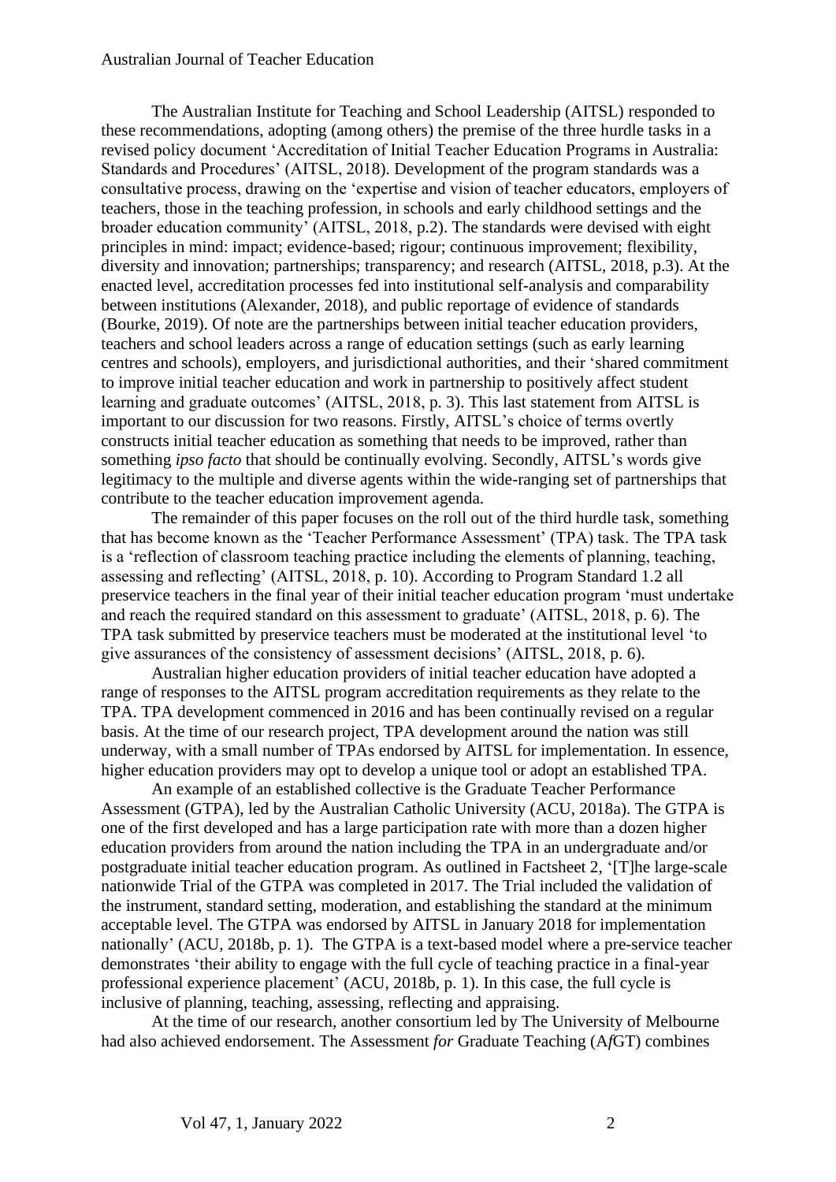The Australian Institute for Teaching and School Leadership (AITSL) responded to these recommendations, adopting (among others) the premise of the three hurdle tasks in a revised policy document 'Accreditation of Initial Teacher Education Programs in Australia: Standards and Procedures' (AITSL, 2018). Development of the program standards was a consultative process, drawing on the 'expertise and vision of teacher educators, employers of teachers, those in the teaching profession, in schools and early childhood settings and the broader education community' (AITSL, 2018, p.2). The standards were devised with eight principles in mind: impact; evidence-based; rigour; continuous improvement; flexibility, diversity and innovation; partnerships; transparency; and research (AITSL, 2018, p.3). At the enacted level, accreditation processes fed into institutional self-analysis and comparability between institutions (Alexander, 2018), and public reportage of evidence of standards (Bourke, 2019). Of note are the partnerships between initial teacher education providers, teachers and school leaders across a range of education settings (such as early learning centres and schools), employers, and jurisdictional authorities, and their 'shared commitment to improve initial teacher education and work in partnership to positively affect student learning and graduate outcomes' (AITSL, 2018, p. 3). This last statement from AITSL is important to our discussion for two reasons. Firstly, AITSL's choice of terms overtly constructs initial teacher education as something that needs to be improved, rather than something *ipso facto* that should be continually evolving. Secondly, AITSL's words give legitimacy to the multiple and diverse agents within the wide-ranging set of partnerships that contribute to the teacher education improvement agenda.

The remainder of this paper focuses on the roll out of the third hurdle task, something that has become known as the 'Teacher Performance Assessment' (TPA) task. The TPA task is a 'reflection of classroom teaching practice including the elements of planning, teaching, assessing and reflecting' (AITSL, 2018, p. 10). According to Program Standard 1.2 all preservice teachers in the final year of their initial teacher education program 'must undertake and reach the required standard on this assessment to graduate' (AITSL, 2018, p. 6). The TPA task submitted by preservice teachers must be moderated at the institutional level 'to give assurances of the consistency of assessment decisions' (AITSL, 2018, p. 6).

Australian higher education providers of initial teacher education have adopted a range of responses to the AITSL program accreditation requirements as they relate to the TPA. TPA development commenced in 2016 and has been continually revised on a regular basis. At the time of our research project, TPA development around the nation was still underway, with a small number of TPAs endorsed by AITSL for implementation. In essence, higher education providers may opt to develop a unique tool or adopt an established TPA.

An example of an established collective is the Graduate Teacher Performance Assessment (GTPA), led by the Australian Catholic University (ACU, 2018a). The GTPA is one of the first developed and has a large participation rate with more than a dozen higher education providers from around the nation including the TPA in an undergraduate and/or postgraduate initial teacher education program. As outlined in Factsheet 2, '[T]he large-scale nationwide Trial of the GTPA was completed in 2017. The Trial included the validation of the instrument, standard setting, moderation, and establishing the standard at the minimum acceptable level. The GTPA was endorsed by AITSL in January 2018 for implementation nationally' (ACU, 2018b, p. 1). The GTPA is a text-based model where a pre-service teacher demonstrates 'their ability to engage with the full cycle of teaching practice in a final-year professional experience placement' (ACU, 2018b, p. 1). In this case, the full cycle is inclusive of planning, teaching, assessing, reflecting and appraising.

At the time of our research, another consortium led by The University of Melbourne had also achieved endorsement. The Assessment *for* Graduate Teaching (A*f*GT) combines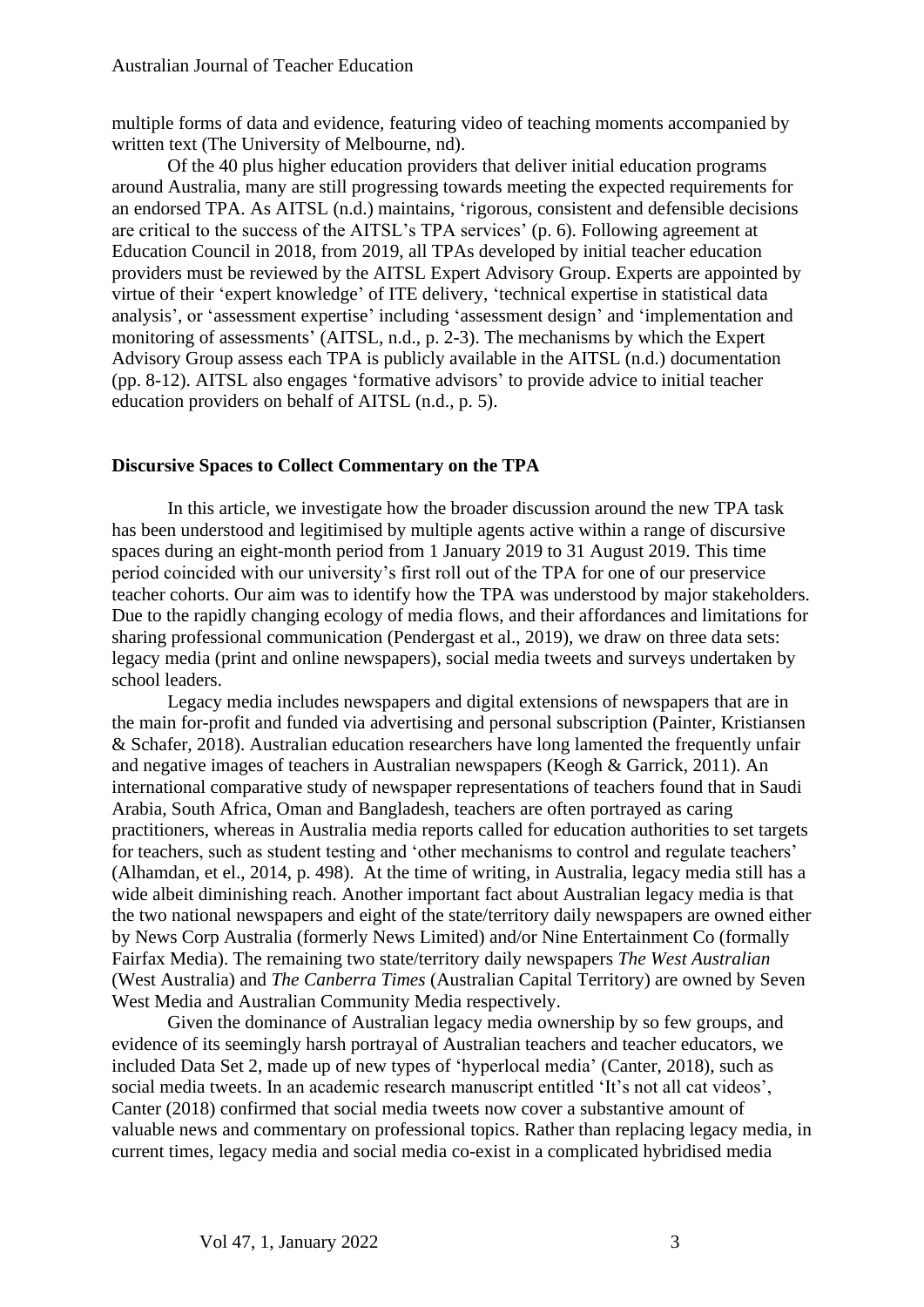multiple forms of data and evidence, featuring video of teaching moments accompanied by written text (The University of Melbourne, nd).

Of the 40 plus higher education providers that deliver initial education programs around Australia, many are still progressing towards meeting the expected requirements for an endorsed TPA. As AITSL (n.d.) maintains, 'rigorous, consistent and defensible decisions are critical to the success of the AITSL's TPA services' (p. 6). Following agreement at Education Council in 2018, from 2019, all TPAs developed by initial teacher education providers must be reviewed by the AITSL Expert Advisory Group. Experts are appointed by virtue of their 'expert knowledge' of ITE delivery, 'technical expertise in statistical data analysis', or 'assessment expertise' including 'assessment design' and 'implementation and monitoring of assessments' (AITSL, n.d., p. 2-3). The mechanisms by which the Expert Advisory Group assess each TPA is publicly available in the AITSL (n.d.) documentation (pp. 8-12). AITSL also engages 'formative advisors' to provide advice to initial teacher education providers on behalf of AITSL (n.d., p. 5).

## Discursive Spaces to Collect Commentary on the TPA

In this article, we investigate how the broader discussion around the new TPA task has been understood and legitimised by multiple agents active within a range of discursive spaces during an eight-month period from 1 January 2019 to 31 August 2019. This time period coincided with our university's first roll out of the TPA for one of our preservice teacher cohorts. Our aim was to identify how the TPA was understood by major stakeholders. Due to the rapidly changing ecology of media flows, and their affordances and limitations for sharing professional communication (Pendergast et al., 2019), we draw on three data sets: legacy media (print and online newspapers), social media tweets and surveys undertaken by school leaders.

Legacy media includes newspapers and digital extensions of newspapers that are in the main for-profit and funded via advertising and personal subscription (Painter, Kristiansen & Schafer, 2018). Australian education researchers have long lamented the frequently unfair and negative images of teachers in Australian newspapers (Keogh & Garrick, 2011). An international comparative study of newspaper representations of teachers found that in Saudi Arabia, South Africa, Oman and Bangladesh, teachers are often portrayed as caring practitioners, whereas in Australia media reports called for education authorities to set targets for teachers, such as student testing and 'other mechanisms to control and regulate teachers' (Alhamdan, et el., 2014, p. 498). At the time of writing, in Australia, legacy media still has a wide albeit diminishing reach. Another important fact about Australian legacy media is that the two national newspapers and eight of the state/territory daily newspapers are owned either by News Corp Australia (formerly News Limited) and/or Nine Entertainment Co (formally Fairfax Media). The remaining two state/territory daily newspapers *The West Australian* (West Australia) and *The Canberra Times* (Australian Capital Territory) are owned by Seven West Media and Australian Community Media respectively.

Given the dominance of Australian legacy media ownership by so few groups, and evidence of its seemingly harsh portrayal of Australian teachers and teacher educators, we included Data Set 2, made up of new types of 'hyperlocal media' (Canter, 2018), such as social media tweets. In an academic research manuscript entitled 'It's not all cat videos', Canter (2018) confirmed that social media tweets now cover a substantive amount of valuable news and commentary on professional topics. Rather than replacing legacy media, in current times, legacy media and social media co-exist in a complicated hybridised media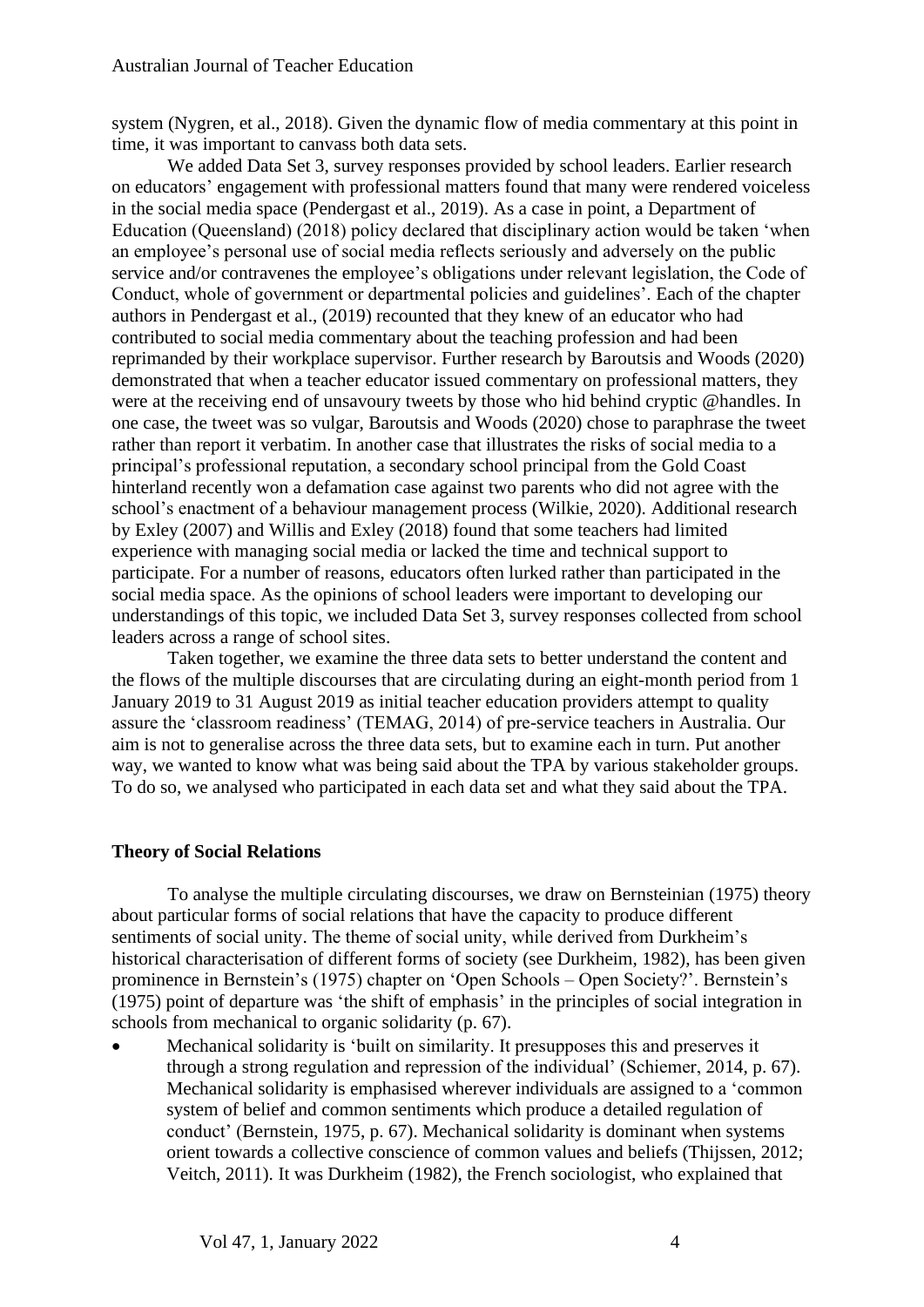system (Nygren, et al., 2018). Given the dynamic flow of media commentary at this point in time, it was important to canvass both data sets.

We added Data Set 3, survey responses provided by school leaders. Earlier research on educators' engagement with professional matters found that many were rendered voiceless in the social media space (Pendergast et al., 2019). As a case in point, a Department of Education (Queensland) (2018) policy declared that disciplinary action would be taken 'when an employee's personal use of social media reflects seriously and adversely on the public service and/or contravenes the employee's obligations under relevant legislation, the Code of Conduct, whole of government or departmental policies and guidelines'. Each of the chapter authors in Pendergast et al., (2019) recounted that they knew of an educator who had contributed to social media commentary about the teaching profession and had been reprimanded by their workplace supervisor. Further research by Baroutsis and Woods (2020) demonstrated that when a teacher educator issued commentary on professional matters, they were at the receiving end of unsavoury tweets by those who hid behind cryptic @handles. In one case, the tweet was so vulgar, Baroutsis and Woods (2020) chose to paraphrase the tweet rather than report it verbatim. In another case that illustrates the risks of social media to a principal's professional reputation, a secondary school principal from the Gold Coast hinterland recently won a defamation case against two parents who did not agree with the school's enactment of a behaviour management process (Wilkie, 2020). Additional research by Exley (2007) and Willis and Exley (2018) found that some teachers had limited experience with managing social media or lacked the time and technical support to participate. For a number of reasons, educators often lurked rather than participated in the social media space. As the opinions of school leaders were important to developing our understandings of this topic, we included Data Set 3, survey responses collected from school leaders across a range of school sites.

Taken together, we examine the three data sets to better understand the content and the flows of the multiple discourses that are circulating during an eight-month period from 1 January 2019 to 31 August 2019 as initial teacher education providers attempt to quality assure the 'classroom readiness' (TEMAG, 2014) of pre-service teachers in Australia. Our aim is not to generalise across the three data sets, but to examine each in turn. Put another way, we wanted to know what was being said about the TPA by various stakeholder groups. To do so, we analysed who participated in each data set and what they said about the TPA.

## Theory of Social Relations

To analyse the multiple circulating discourses, we draw on Bernsteinian (1975) theory about particular forms of social relations that have the capacity to produce different sentiments of social unity. The theme of social unity, while derived from Durkheim's historical characterisation of different forms of society (see Durkheim, 1982), has been given prominence in Bernstein's (1975) chapter on 'Open Schools – Open Society?'. Bernstein's (1975) point of departure was 'the shift of emphasis' in the principles of social integration in schools from mechanical to organic solidarity (p. 67).

- Mechanical solidarity is 'built on similarity. It presupposes this and preserves it through a strong regulation and repression of the individual' (Schiemer, 2014, p. 67). Mechanical solidarity is emphasised wherever individuals are assigned to a 'common system of belief and common sentiments which produce a detailed regulation of conduct' (Bernstein, 1975, p. 67). Mechanical solidarity is dominant when systems orient towards a collective conscience of common values and beliefs (Thijssen, 2012; Veitch, 2011). It was Durkheim (1982), the French sociologist, who explained that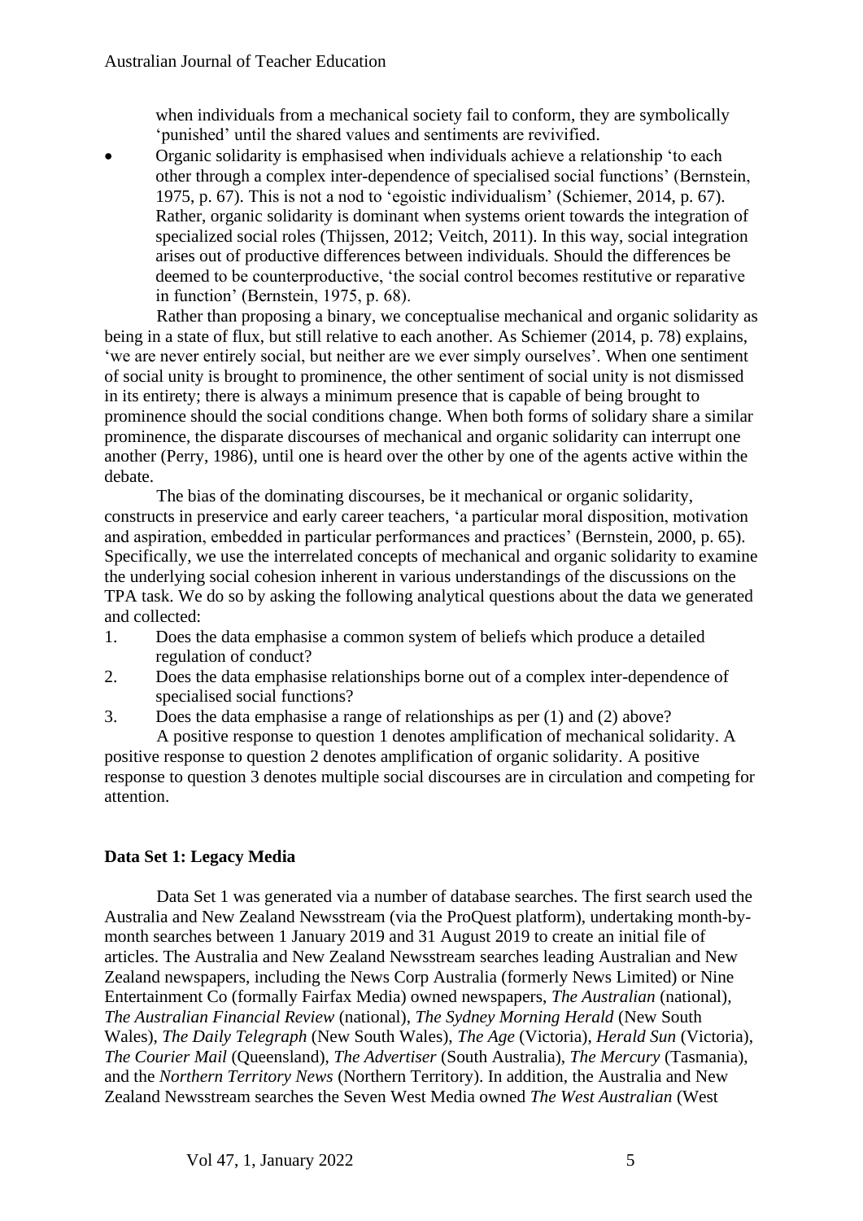when individuals from a mechanical society fail to conform, they are symbolically 'punished' until the shared values and sentiments are revivified.

- Organic solidarity is emphasised when individuals achieve a relationship 'to each other through a complex inter-dependence of specialised social functions' (Bernstein, 1975, p. 67). This is not a nod to 'egoistic individualism' (Schiemer, 2014, p. 67). Rather, organic solidarity is dominant when systems orient towards the integration of specialized social roles (Thijssen, 2012; Veitch, 2011). In this way, social integration arises out of productive differences between individuals. Should the differences be deemed to be counterproductive, 'the social control becomes restitutive or reparative in function' (Bernstein, 1975, p. 68).

Rather than proposing a binary, we conceptualise mechanical and organic solidarity as being in a state of flux, but still relative to each another. As Schiemer (2014, p. 78) explains, 'we are never entirely social, but neither are we ever simply ourselves'. When one sentiment of social unity is brought to prominence, the other sentiment of social unity is not dismissed in its entirety; there is always a minimum presence that is capable of being brought to prominence should the social conditions change. When both forms of solidary share a similar prominence, the disparate discourses of mechanical and organic solidarity can interrupt one another (Perry, 1986), until one is heard over the other by one of the agents active within the debate.

The bias of the dominating discourses, be it mechanical or organic solidarity, constructs in preservice and early career teachers, 'a particular moral disposition, motivation and aspiration, embedded in particular performances and practices' (Bernstein, 2000, p. 65). Specifically, we use the interrelated concepts of mechanical and organic solidarity to examine the underlying social cohesion inherent in various understandings of the discussions on the TPA task. We do so by asking the following analytical questions about the data we generated and collected:

1. Does the data emphasise a common system of beliefs which produce a detailed regulation of conduct?
2. Does the data emphasise relationships borne out of a complex inter-dependence of specialised social functions?
3. Does the data emphasise a range of relationships as per (1) and (2) above?

A positive response to question 1 denotes amplification of mechanical solidarity. A positive response to question 2 denotes amplification of organic solidarity. A positive response to question 3 denotes multiple social discourses are in circulation and competing for attention.

## Data Set 1: Legacy Media

Data Set 1 was generated via a number of database searches. The first search used the Australia and New Zealand Newsstream (via the ProQuest platform), undertaking month-by-month searches between 1 January 2019 and 31 August 2019 to create an initial file of articles. The Australia and New Zealand Newsstream searches leading Australian and New Zealand newspapers, including the News Corp Australia (formerly News Limited) or Nine Entertainment Co (formally Fairfax Media) owned newspapers, *The Australian* (national), *The Australian Financial Review* (national), *The Sydney Morning Herald* (New South Wales), *The Daily Telegraph* (New South Wales), *The Age* (Victoria), *Herald Sun* (Victoria), *The Courier Mail* (Queensland), *The Advertiser* (South Australia), *The Mercury* (Tasmania), and the *Northern Territory News* (Northern Territory). In addition, the Australia and New Zealand Newsstream searches the Seven West Media owned *The West Australian* (West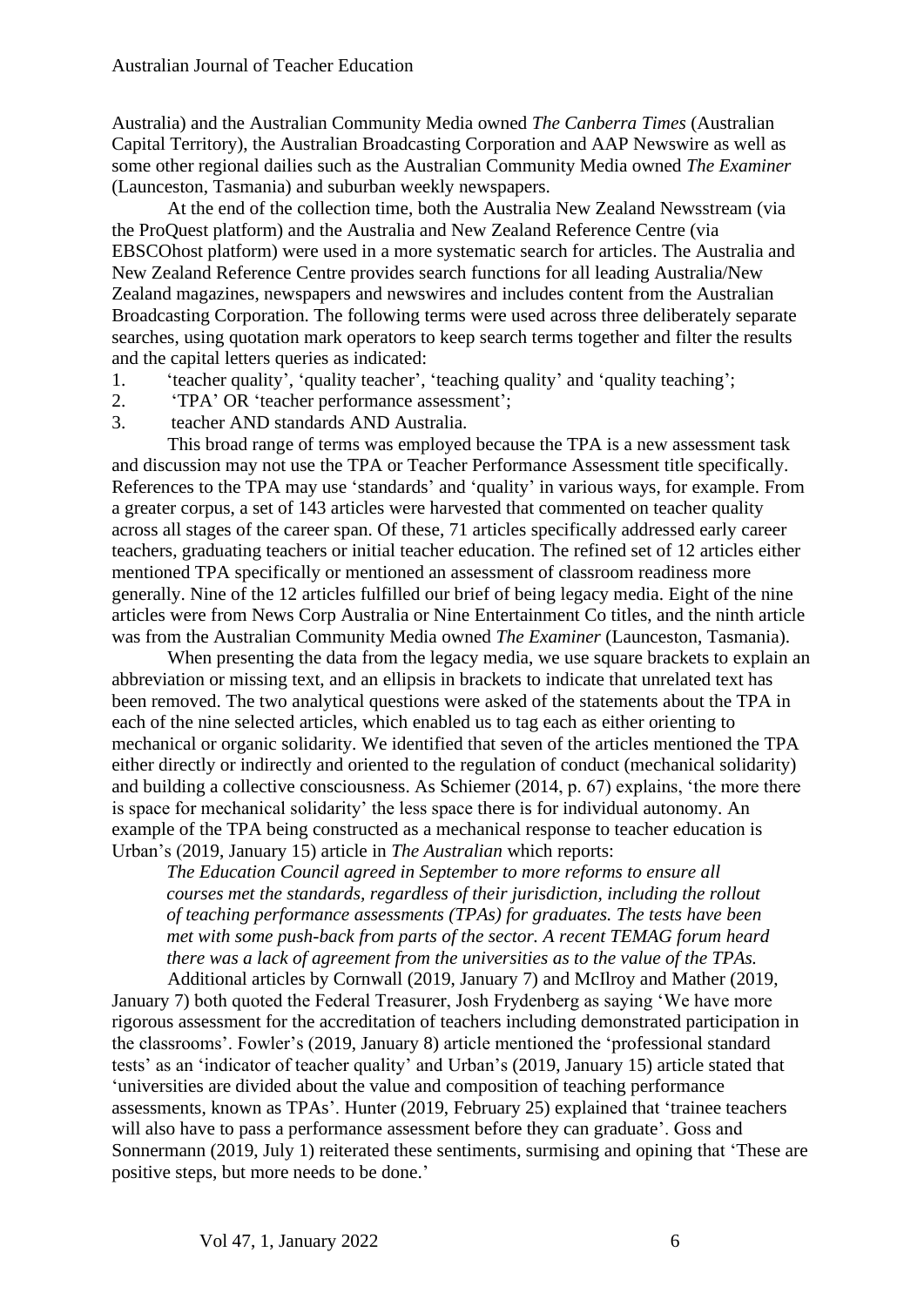Australia) and the Australian Community Media owned *The Canberra Times* (Australian Capital Territory), the Australian Broadcasting Corporation and AAP Newswire as well as some other regional dailies such as the Australian Community Media owned *The Examiner* (Launceston, Tasmania) and suburban weekly newspapers.

At the end of the collection time, both the Australia New Zealand Newsstream (via the ProQuest platform) and the Australia and New Zealand Reference Centre (via EBSCOhost platform) were used in a more systematic search for articles. The Australia and New Zealand Reference Centre provides search functions for all leading Australia/New Zealand magazines, newspapers and newswires and includes content from the Australian Broadcasting Corporation. The following terms were used across three deliberately separate searches, using quotation mark operators to keep search terms together and filter the results and the capital letters queries as indicated:

1. 'teacher quality', 'quality teacher', 'teaching quality' and 'quality teaching';
2. 'TPA' OR 'teacher performance assessment';
3. teacher AND standards AND Australia.

This broad range of terms was employed because the TPA is a new assessment task and discussion may not use the TPA or Teacher Performance Assessment title specifically. References to the TPA may use 'standards' and 'quality' in various ways, for example. From a greater corpus, a set of 143 articles were harvested that commented on teacher quality across all stages of the career span. Of these, 71 articles specifically addressed early career teachers, graduating teachers or initial teacher education. The refined set of 12 articles either mentioned TPA specifically or mentioned an assessment of classroom readiness more generally. Nine of the 12 articles fulfilled our brief of being legacy media. Eight of the nine articles were from News Corp Australia or Nine Entertainment Co titles, and the ninth article was from the Australian Community Media owned *The Examiner* (Launceston, Tasmania).

When presenting the data from the legacy media, we use square brackets to explain an abbreviation or missing text, and an ellipsis in brackets to indicate that unrelated text has been removed. The two analytical questions were asked of the statements about the TPA in each of the nine selected articles, which enabled us to tag each as either orienting to mechanical or organic solidarity. We identified that seven of the articles mentioned the TPA either directly or indirectly and oriented to the regulation of conduct (mechanical solidarity) and building a collective consciousness. As Schiemer (2014, p. 67) explains, 'the more there is space for mechanical solidarity' the less space there is for individual autonomy. An example of the TPA being constructed as a mechanical response to teacher education is Urban's (2019, January 15) article in *The Australian* which reports:

> *The Education Council agreed in September to more reforms to ensure all courses met the standards, regardless of their jurisdiction, including the rollout of teaching performance assessments (TPAs) for graduates. The tests have been met with some push-back from parts of the sector. A recent TEMAG forum heard there was a lack of agreement from the universities as to the value of the TPAs.*

Additional articles by Cornwall (2019, January 7) and McIlroy and Mather (2019, January 7) both quoted the Federal Treasurer, Josh Frydenberg as saying 'We have more rigorous assessment for the accreditation of teachers including demonstrated participation in the classrooms'. Fowler's (2019, January 8) article mentioned the 'professional standard tests' as an 'indicator of teacher quality' and Urban's (2019, January 15) article stated that 'universities are divided about the value and composition of teaching performance assessments, known as TPAs'. Hunter (2019, February 25) explained that 'trainee teachers will also have to pass a performance assessment before they can graduate'. Goss and Sonnermann (2019, July 1) reiterated these sentiments, surmising and opining that 'These are positive steps, but more needs to be done.'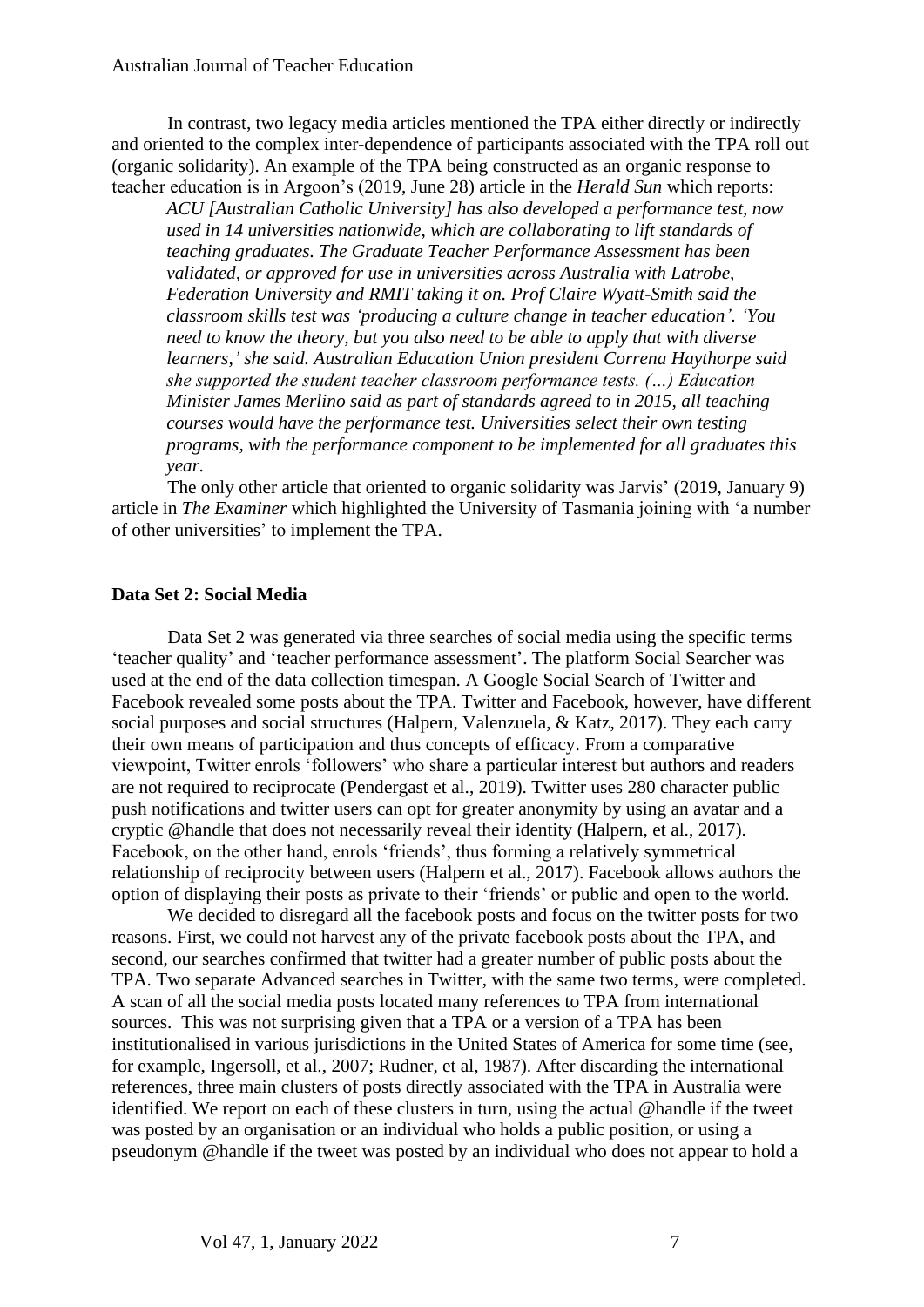In contrast, two legacy media articles mentioned the TPA either directly or indirectly and oriented to the complex inter-dependence of participants associated with the TPA roll out (organic solidarity). An example of the TPA being constructed as an organic response to teacher education is in Argoon's (2019, June 28) article in the *Herald Sun* which reports:

> *ACU [Australian Catholic University] has also developed a performance test, now used in 14 universities nationwide, which are collaborating to lift standards of teaching graduates. The Graduate Teacher Performance Assessment has been validated, or approved for use in universities across Australia with Latrobe, Federation University and RMIT taking it on. Prof Claire Wyatt-Smith said the classroom skills test was 'producing a culture change in teacher education'. 'You need to know the theory, but you also need to be able to apply that with diverse learners,' she said. Australian Education Union president Correna Haythorpe said she supported the student teacher classroom performance tests. (…) Education Minister James Merlino said as part of standards agreed to in 2015, all teaching courses would have the performance test. Universities select their own testing programs, with the performance component to be implemented for all graduates this year.*

The only other article that oriented to organic solidarity was Jarvis' (2019, January 9) article in *The Examiner* which highlighted the University of Tasmania joining with 'a number of other universities' to implement the TPA.

### Data Set 2: Social Media

Data Set 2 was generated via three searches of social media using the specific terms 'teacher quality' and 'teacher performance assessment'. The platform Social Searcher was used at the end of the data collection timespan. A Google Social Search of Twitter and Facebook revealed some posts about the TPA. Twitter and Facebook, however, have different social purposes and social structures (Halpern, Valenzuela, & Katz, 2017). They each carry their own means of participation and thus concepts of efficacy. From a comparative viewpoint, Twitter enrols 'followers' who share a particular interest but authors and readers are not required to reciprocate (Pendergast et al., 2019). Twitter uses 280 character public push notifications and twitter users can opt for greater anonymity by using an avatar and a cryptic @handle that does not necessarily reveal their identity (Halpern, et al., 2017). Facebook, on the other hand, enrols 'friends', thus forming a relatively symmetrical relationship of reciprocity between users (Halpern et al., 2017). Facebook allows authors the option of displaying their posts as private to their 'friends' or public and open to the world.

We decided to disregard all the facebook posts and focus on the twitter posts for two reasons. First, we could not harvest any of the private facebook posts about the TPA, and second, our searches confirmed that twitter had a greater number of public posts about the TPA. Two separate Advanced searches in Twitter, with the same two terms, were completed. A scan of all the social media posts located many references to TPA from international sources. This was not surprising given that a TPA or a version of a TPA has been institutionalised in various jurisdictions in the United States of America for some time (see, for example, Ingersoll, et al., 2007; Rudner, et al, 1987). After discarding the international references, three main clusters of posts directly associated with the TPA in Australia were identified. We report on each of these clusters in turn, using the actual @handle if the tweet was posted by an organisation or an individual who holds a public position, or using a pseudonym @handle if the tweet was posted by an individual who does not appear to hold a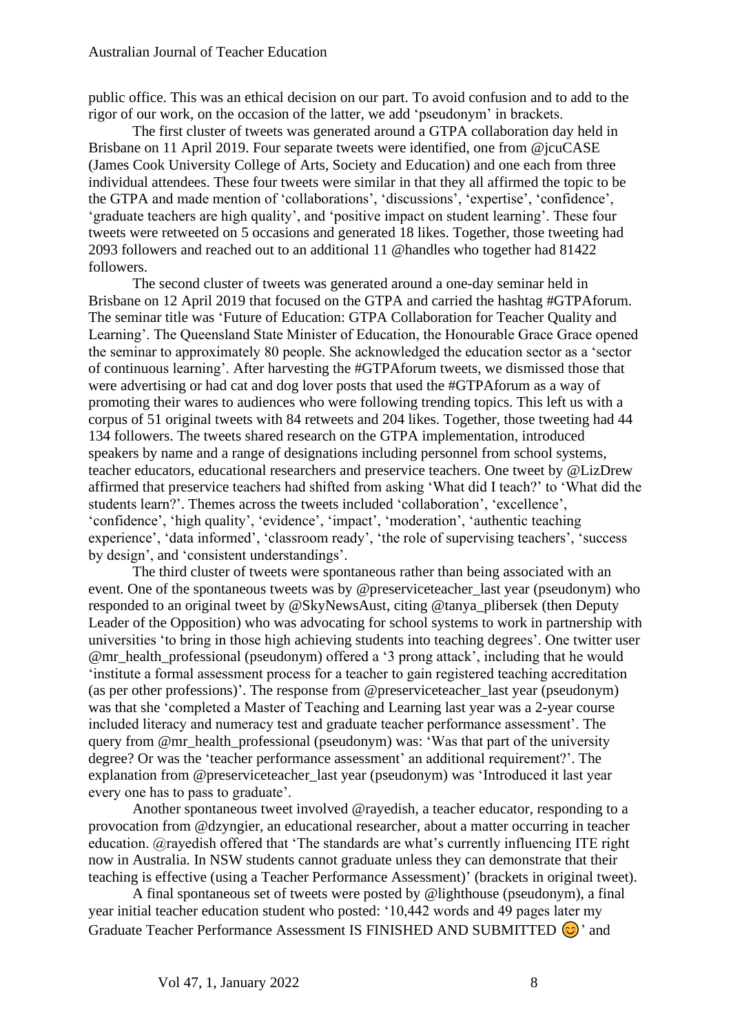public office. This was an ethical decision on our part. To avoid confusion and to add to the rigor of our work, on the occasion of the latter, we add 'pseudonym' in brackets.

The first cluster of tweets was generated around a GTPA collaboration day held in Brisbane on 11 April 2019. Four separate tweets were identified, one from @jcuCASE (James Cook University College of Arts, Society and Education) and one each from three individual attendees. These four tweets were similar in that they all affirmed the topic to be the GTPA and made mention of 'collaborations', 'discussions', 'expertise', 'confidence', 'graduate teachers are high quality', and 'positive impact on student learning'. These four tweets were retweeted on 5 occasions and generated 18 likes. Together, those tweeting had 2093 followers and reached out to an additional 11 @handles who together had 81422 followers.

The second cluster of tweets was generated around a one-day seminar held in Brisbane on 12 April 2019 that focused on the GTPA and carried the hashtag #GTPAforum. The seminar title was 'Future of Education: GTPA Collaboration for Teacher Quality and Learning'. The Queensland State Minister of Education, the Honourable Grace Grace opened the seminar to approximately 80 people. She acknowledged the education sector as a 'sector of continuous learning'. After harvesting the #GTPAforum tweets, we dismissed those that were advertising or had cat and dog lover posts that used the #GTPAforum as a way of promoting their wares to audiences who were following trending topics. This left us with a corpus of 51 original tweets with 84 retweets and 204 likes. Together, those tweeting had 44 134 followers. The tweets shared research on the GTPA implementation, introduced speakers by name and a range of designations including personnel from school systems, teacher educators, educational researchers and preservice teachers. One tweet by @LizDrew affirmed that preservice teachers had shifted from asking 'What did I teach?' to 'What did the students learn?'. Themes across the tweets included 'collaboration', 'excellence', 'confidence', 'high quality', 'evidence', 'impact', 'moderation', 'authentic teaching experience', 'data informed', 'classroom ready', 'the role of supervising teachers', 'success by design', and 'consistent understandings'.

The third cluster of tweets were spontaneous rather than being associated with an event. One of the spontaneous tweets was by @preserviceteacher_last year (pseudonym) who responded to an original tweet by @SkyNewsAust, citing @tanya_plibersek (then Deputy Leader of the Opposition) who was advocating for school systems to work in partnership with universities 'to bring in those high achieving students into teaching degrees'. One twitter user @mr_health_professional (pseudonym) offered a '3 prong attack', including that he would 'institute a formal assessment process for a teacher to gain registered teaching accreditation (as per other professions)'. The response from @preserviceteacher_last year (pseudonym) was that she 'completed a Master of Teaching and Learning last year was a 2-year course included literacy and numeracy test and graduate teacher performance assessment'. The query from @mr_health_professional (pseudonym) was: 'Was that part of the university degree? Or was the 'teacher performance assessment' an additional requirement?'. The explanation from @preserviceteacher_last year (pseudonym) was 'Introduced it last year every one has to pass to graduate'.

Another spontaneous tweet involved @rayedish, a teacher educator, responding to a provocation from @dzyngier, an educational researcher, about a matter occurring in teacher education. @rayedish offered that 'The standards are what's currently influencing ITE right now in Australia. In NSW students cannot graduate unless they can demonstrate that their teaching is effective (using a Teacher Performance Assessment)' (brackets in original tweet).

A final spontaneous set of tweets were posted by @lighthouse (pseudonym), a final year initial teacher education student who posted: '10,442 words and 49 pages later my Graduate Teacher Performance Assessment IS FINISHED AND SUBMITTED 😊' and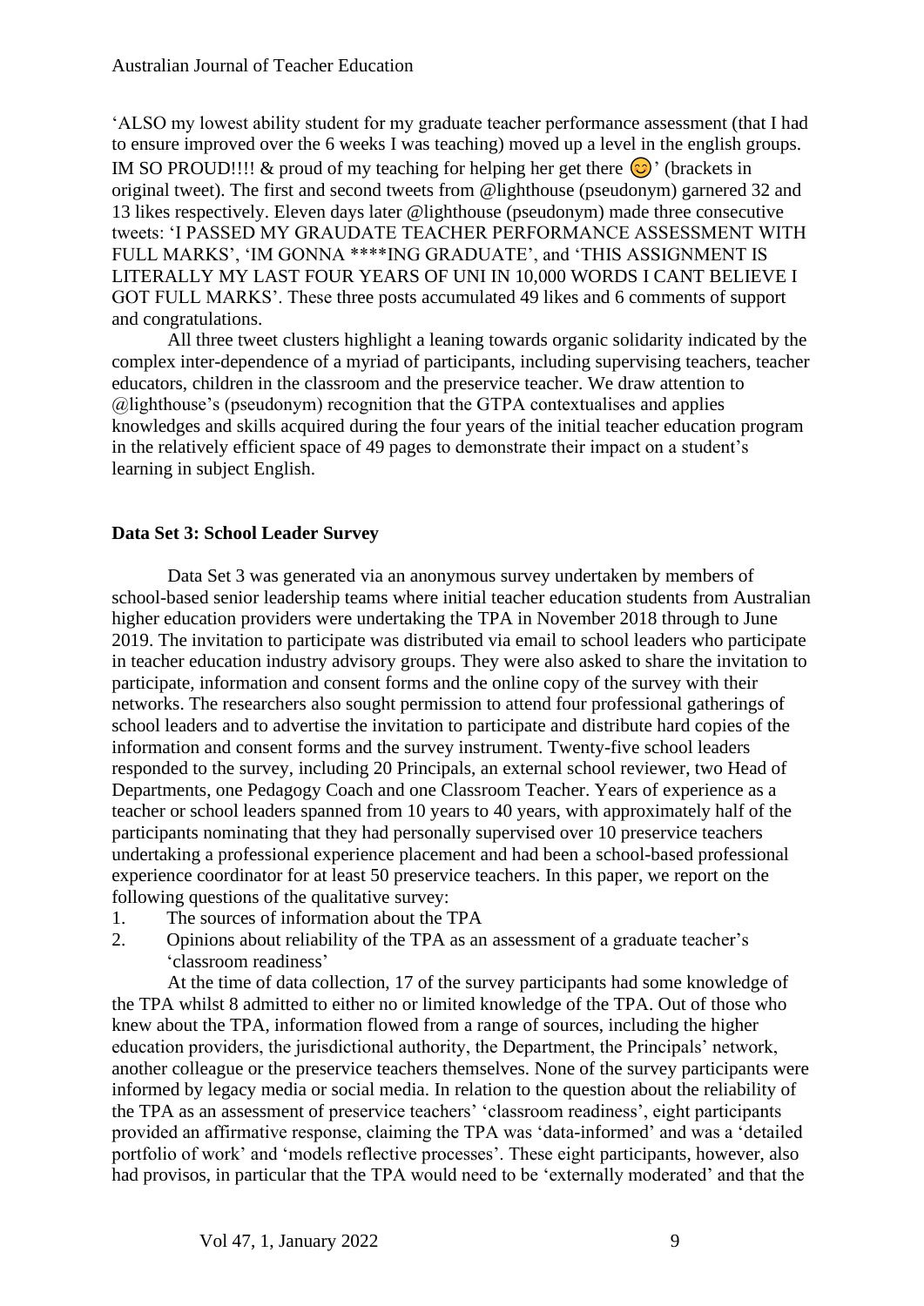'ALSO my lowest ability student for my graduate teacher performance assessment (that I had to ensure improved over the 6 weeks I was teaching) moved up a level in the english groups. IM SO PROUD!!!! & proud of my teaching for helping her get there 😊' (brackets in original tweet). The first and second tweets from @lighthouse (pseudonym) garnered 32 and 13 likes respectively. Eleven days later @lighthouse (pseudonym) made three consecutive tweets: 'I PASSED MY GRAUDATE TEACHER PERFORMANCE ASSESSMENT WITH FULL MARKS', 'IM GONNA ****ING GRADUATE', and 'THIS ASSIGNMENT IS LITERALLY MY LAST FOUR YEARS OF UNI IN 10,000 WORDS I CANT BELIEVE I GOT FULL MARKS'. These three posts accumulated 49 likes and 6 comments of support and congratulations.

All three tweet clusters highlight a leaning towards organic solidarity indicated by the complex inter-dependence of a myriad of participants, including supervising teachers, teacher educators, children in the classroom and the preservice teacher. We draw attention to @lighthouse's (pseudonym) recognition that the GTPA contextualises and applies knowledges and skills acquired during the four years of the initial teacher education program in the relatively efficient space of 49 pages to demonstrate their impact on a student's learning in subject English.

### Data Set 3: School Leader Survey

Data Set 3 was generated via an anonymous survey undertaken by members of school-based senior leadership teams where initial teacher education students from Australian higher education providers were undertaking the TPA in November 2018 through to June 2019. The invitation to participate was distributed via email to school leaders who participate in teacher education industry advisory groups. They were also asked to share the invitation to participate, information and consent forms and the online copy of the survey with their networks. The researchers also sought permission to attend four professional gatherings of school leaders and to advertise the invitation to participate and distribute hard copies of the information and consent forms and the survey instrument. Twenty-five school leaders responded to the survey, including 20 Principals, an external school reviewer, two Head of Departments, one Pedagogy Coach and one Classroom Teacher. Years of experience as a teacher or school leaders spanned from 10 years to 40 years, with approximately half of the participants nominating that they had personally supervised over 10 preservice teachers undertaking a professional experience placement and had been a school-based professional experience coordinator for at least 50 preservice teachers. In this paper, we report on the following questions of the qualitative survey:

1. The sources of information about the TPA
2. Opinions about reliability of the TPA as an assessment of a graduate teacher's 'classroom readiness'

At the time of data collection, 17 of the survey participants had some knowledge of the TPA whilst 8 admitted to either no or limited knowledge of the TPA. Out of those who knew about the TPA, information flowed from a range of sources, including the higher education providers, the jurisdictional authority, the Department, the Principals' network, another colleague or the preservice teachers themselves. None of the survey participants were informed by legacy media or social media. In relation to the question about the reliability of the TPA as an assessment of preservice teachers' 'classroom readiness', eight participants provided an affirmative response, claiming the TPA was 'data-informed' and was a 'detailed portfolio of work' and 'models reflective processes'. These eight participants, however, also had provisos, in particular that the TPA would need to be 'externally moderated' and that the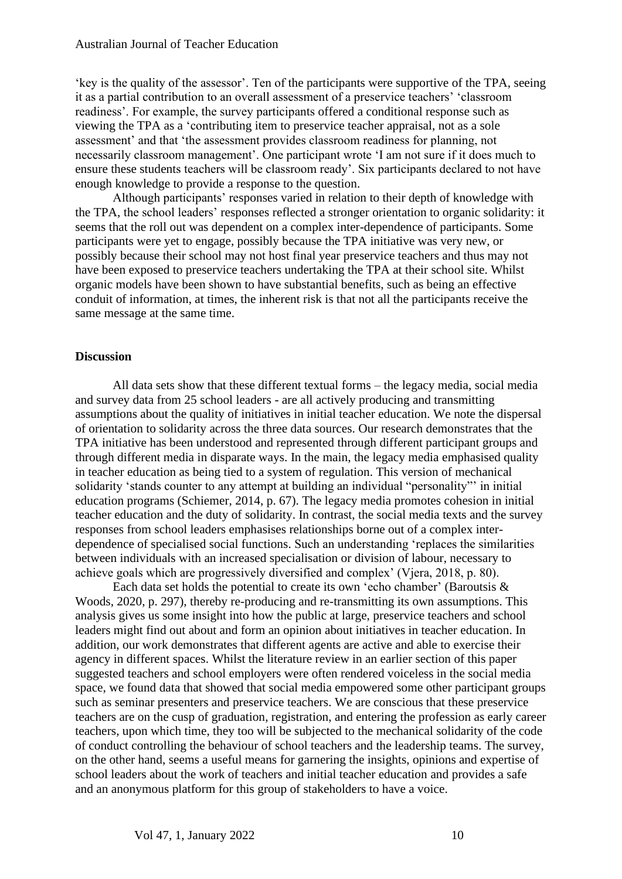'key is the quality of the assessor'. Ten of the participants were supportive of the TPA, seeing it as a partial contribution to an overall assessment of a preservice teachers' 'classroom readiness'. For example, the survey participants offered a conditional response such as viewing the TPA as a 'contributing item to preservice teacher appraisal, not as a sole assessment' and that 'the assessment provides classroom readiness for planning, not necessarily classroom management'. One participant wrote 'I am not sure if it does much to ensure these students teachers will be classroom ready'. Six participants declared to not have enough knowledge to provide a response to the question.

Although participants' responses varied in relation to their depth of knowledge with the TPA, the school leaders' responses reflected a stronger orientation to organic solidarity: it seems that the roll out was dependent on a complex inter-dependence of participants. Some participants were yet to engage, possibly because the TPA initiative was very new, or possibly because their school may not host final year preservice teachers and thus may not have been exposed to preservice teachers undertaking the TPA at their school site. Whilst organic models have been shown to have substantial benefits, such as being an effective conduit of information, at times, the inherent risk is that not all the participants receive the same message at the same time.

## Discussion

All data sets show that these different textual forms – the legacy media, social media and survey data from 25 school leaders - are all actively producing and transmitting assumptions about the quality of initiatives in initial teacher education. We note the dispersal of orientation to solidarity across the three data sources. Our research demonstrates that the TPA initiative has been understood and represented through different participant groups and through different media in disparate ways. In the main, the legacy media emphasised quality in teacher education as being tied to a system of regulation. This version of mechanical solidarity 'stands counter to any attempt at building an individual "personality"' in initial education programs (Schiemer, 2014, p. 67). The legacy media promotes cohesion in initial teacher education and the duty of solidarity. In contrast, the social media texts and the survey responses from school leaders emphasises relationships borne out of a complex inter-dependence of specialised social functions. Such an understanding 'replaces the similarities between individuals with an increased specialisation or division of labour, necessary to achieve goals which are progressively diversified and complex' (Vjera, 2018, p. 80).

Each data set holds the potential to create its own 'echo chamber' (Baroutsis & Woods, 2020, p. 297), thereby re-producing and re-transmitting its own assumptions. This analysis gives us some insight into how the public at large, preservice teachers and school leaders might find out about and form an opinion about initiatives in teacher education. In addition, our work demonstrates that different agents are active and able to exercise their agency in different spaces. Whilst the literature review in an earlier section of this paper suggested teachers and school employers were often rendered voiceless in the social media space, we found data that showed that social media empowered some other participant groups such as seminar presenters and preservice teachers. We are conscious that these preservice teachers are on the cusp of graduation, registration, and entering the profession as early career teachers, upon which time, they too will be subjected to the mechanical solidarity of the code of conduct controlling the behaviour of school teachers and the leadership teams. The survey, on the other hand, seems a useful means for garnering the insights, opinions and expertise of school leaders about the work of teachers and initial teacher education and provides a safe and an anonymous platform for this group of stakeholders to have a voice.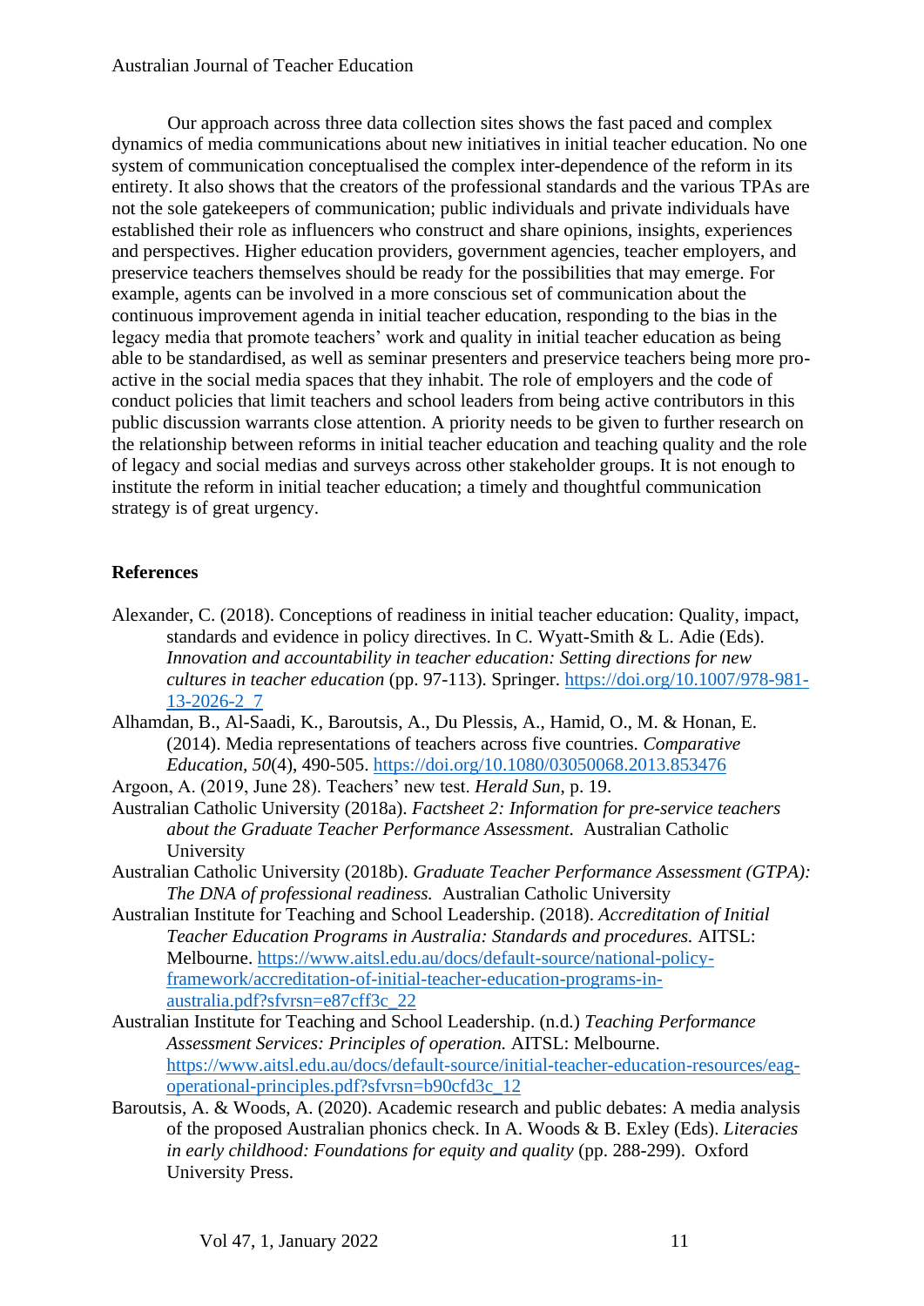Our approach across three data collection sites shows the fast paced and complex dynamics of media communications about new initiatives in initial teacher education. No one system of communication conceptualised the complex inter-dependence of the reform in its entirety. It also shows that the creators of the professional standards and the various TPAs are not the sole gatekeepers of communication; public individuals and private individuals have established their role as influencers who construct and share opinions, insights, experiences and perspectives. Higher education providers, government agencies, teacher employers, and preservice teachers themselves should be ready for the possibilities that may emerge. For example, agents can be involved in a more conscious set of communication about the continuous improvement agenda in initial teacher education, responding to the bias in the legacy media that promote teachers' work and quality in initial teacher education as being able to be standardised, as well as seminar presenters and preservice teachers being more pro-active in the social media spaces that they inhabit. The role of employers and the code of conduct policies that limit teachers and school leaders from being active contributors in this public discussion warrants close attention. A priority needs to be given to further research on the relationship between reforms in initial teacher education and teaching quality and the role of legacy and social medias and surveys across other stakeholder groups. It is not enough to institute the reform in initial teacher education; a timely and thoughtful communication strategy is of great urgency.

## References

Alexander, C. (2018). Conceptions of readiness in initial teacher education: Quality, impact, standards and evidence in policy directives. In C. Wyatt-Smith & L. Adie (Eds). *Innovation and accountability in teacher education: Setting directions for new cultures in teacher education* (pp. 97-113). Springer. https://doi.org/10.1007/978-981-13-2026-2_7

Alhamdan, B., Al-Saadi, K., Baroutsis, A., Du Plessis, A., Hamid, O., M. & Honan, E. (2014). Media representations of teachers across five countries. *Comparative Education, 50*(4), 490-505. https://doi.org/10.1080/03050068.2013.853476

Argoon, A. (2019, June 28). Teachers' new test. *Herald Sun*, p. 19.

Australian Catholic University (2018a). *Factsheet 2: Information for pre-service teachers about the Graduate Teacher Performance Assessment.* Australian Catholic University

Australian Catholic University (2018b). *Graduate Teacher Performance Assessment (GTPA): The DNA of professional readiness.* Australian Catholic University

Australian Institute for Teaching and School Leadership. (2018). *Accreditation of Initial Teacher Education Programs in Australia: Standards and procedures.* AITSL: Melbourne. https://www.aitsl.edu.au/docs/default-source/national-policy-framework/accreditation-of-initial-teacher-education-programs-in-australia.pdf?sfvrsn=e87cff3c_22

Australian Institute for Teaching and School Leadership. (n.d.) *Teaching Performance Assessment Services: Principles of operation.* AITSL: Melbourne. https://www.aitsl.edu.au/docs/default-source/initial-teacher-education-resources/eag-operational-principles.pdf?sfvrsn=b90cfd3c_12

Baroutsis, A. & Woods, A. (2020). Academic research and public debates: A media analysis of the proposed Australian phonics check. In A. Woods & B. Exley (Eds). *Literacies in early childhood: Foundations for equity and quality* (pp. 288-299). Oxford University Press.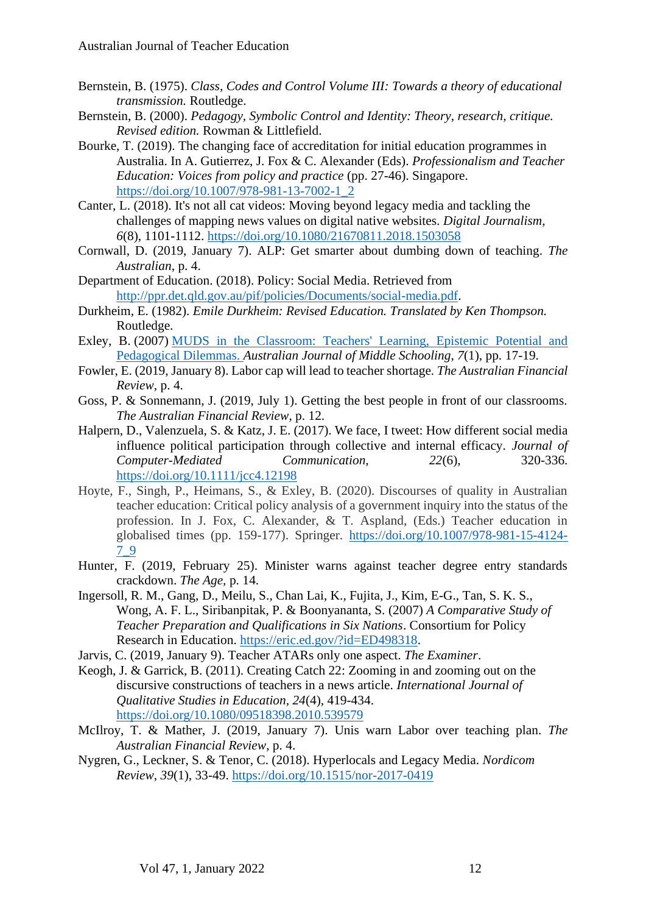Bernstein, B. (1975). *Class, Codes and Control Volume III: Towards a theory of educational transmission.* Routledge.

Bernstein, B. (2000). *Pedagogy, Symbolic Control and Identity: Theory, research, critique. Revised edition.* Rowman & Littlefield.

Bourke, T. (2019). The changing face of accreditation for initial education programmes in Australia. In A. Gutierrez, J. Fox & C. Alexander (Eds). *Professionalism and Teacher Education: Voices from policy and practice* (pp. 27-46). Singapore. https://doi.org/10.1007/978-981-13-7002-1_2

Canter, L. (2018). It's not all cat videos: Moving beyond legacy media and tackling the challenges of mapping news values on digital native websites. *Digital Journalism, 6*(8), 1101-1112. https://doi.org/10.1080/21670811.2018.1503058

Cornwall, D. (2019, January 7). ALP: Get smarter about dumbing down of teaching. *The Australian*, p. 4.

Department of Education. (2018). Policy: Social Media. Retrieved from http://ppr.det.qld.gov.au/pif/policies/Documents/social-media.pdf.

Durkheim, E. (1982). *Emile Durkheim: Revised Education. Translated by Ken Thompson.* Routledge.

Exley, B. (2007) MUDS in the Classroom: Teachers' Learning, Epistemic Potential and Pedagogical Dilemmas. *Australian Journal of Middle Schooling*, *7*(1), pp. 17-19.

Fowler, E. (2019, January 8). Labor cap will lead to teacher shortage. *The Australian Financial Review*, p. 4.

Goss, P. & Sonnemann, J. (2019, July 1). Getting the best people in front of our classrooms. *The Australian Financial Review*, p. 12.

Halpern, D., Valenzuela, S. & Katz, J. E. (2017). We face, I tweet: How different social media influence political participation through collective and internal efficacy. *Journal of Computer-Mediated Communication*, *22*(6), 320-336. https://doi.org/10.1111/jcc4.12198

Hoyte, F., Singh, P., Heimans, S., & Exley, B. (2020). Discourses of quality in Australian teacher education: Critical policy analysis of a government inquiry into the status of the profession. In J. Fox, C. Alexander, & T. Aspland, (Eds.) Teacher education in globalised times (pp. 159-177). Springer. https://doi.org/10.1007/978-981-15-4124-7_9

Hunter, F. (2019, February 25). Minister warns against teacher degree entry standards crackdown. *The Age*, p. 14.

Ingersoll, R. M., Gang, D., Meilu, S., Chan Lai, K., Fujita, J., Kim, E-G., Tan, S. K. S., Wong, A. F. L., Siribanpitak, P. & Boonyananta, S. (2007) *A Comparative Study of Teacher Preparation and Qualifications in Six Nations*. Consortium for Policy Research in Education. https://eric.ed.gov/?id=ED498318.

Jarvis, C. (2019, January 9). Teacher ATARs only one aspect. *The Examiner*.

Keogh, J. & Garrick, B. (2011). Creating Catch 22: Zooming in and zooming out on the discursive constructions of teachers in a news article. *International Journal of Qualitative Studies in Education*, *24*(4), 419-434. https://doi.org/10.1080/09518398.2010.539579

McIlroy, T. & Mather, J. (2019, January 7). Unis warn Labor over teaching plan. *The Australian Financial Review*, p. 4.

Nygren, G., Leckner, S. & Tenor, C. (2018). Hyperlocals and Legacy Media. *Nordicom Review*, *39*(1), 33-49. https://doi.org/10.1515/nor-2017-0419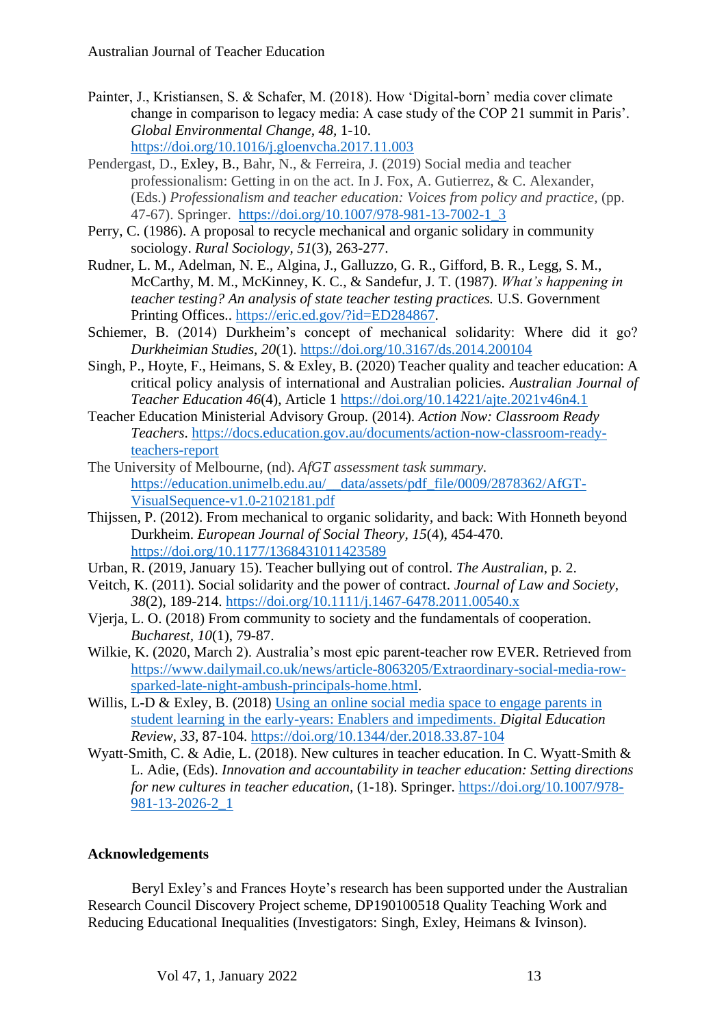Painter, J., Kristiansen, S. & Schafer, M. (2018). How 'Digital-born' media cover climate change in comparison to legacy media: A case study of the COP 21 summit in Paris'. *Global Environmental Change*, *48*, 1-10. https://doi.org/10.1016/j.gloenvcha.2017.11.003

Pendergast, D., Exley, B., Bahr, N., & Ferreira, J. (2019) Social media and teacher professionalism: Getting in on the act. In J. Fox, A. Gutierrez, & C. Alexander, (Eds.) *Professionalism and teacher education: Voices from policy and practice*, (pp. 47-67). Springer. https://doi.org/10.1007/978-981-13-7002-1_3

Perry, C. (1986). A proposal to recycle mechanical and organic solidary in community sociology. *Rural Sociology*, *51*(3), 263-277.

Rudner, L. M., Adelman, N. E., Algina, J., Galluzzo, G. R., Gifford, B. R., Legg, S. M., McCarthy, M. M., McKinney, K. C., & Sandefur, J. T. (1987). *What's happening in teacher testing? An analysis of state teacher testing practices.* U.S. Government Printing Offices.. https://eric.ed.gov/?id=ED284867.

Schiemer, B. (2014) Durkheim's concept of mechanical solidarity: Where did it go? *Durkheimian Studies*, *20*(1). https://doi.org/10.3167/ds.2014.200104

Singh, P., Hoyte, F., Heimans, S. & Exley, B. (2020) Teacher quality and teacher education: A critical policy analysis of international and Australian policies. *Australian Journal of Teacher Education 46*(4), Article 1 https://doi.org/10.14221/ajte.2021v46n4.1

Teacher Education Ministerial Advisory Group. (2014). *Action Now: Classroom Ready Teachers*. https://docs.education.gov.au/documents/action-now-classroom-ready-teachers-report

The University of Melbourne, (nd). *AfGT assessment task summary.* https://education.unimelb.edu.au/__data/assets/pdf_file/0009/2878362/AfGT-VisualSequence-v1.0-2102181.pdf

Thijssen, P. (2012). From mechanical to organic solidarity, and back: With Honneth beyond Durkheim. *European Journal of Social Theory*, *15*(4), 454-470. https://doi.org/10.1177/1368431011423589

Urban, R. (2019, January 15). Teacher bullying out of control. *The Australian*, p. 2.

Veitch, K. (2011). Social solidarity and the power of contract. *Journal of Law and Society*, *38*(2), 189-214. https://doi.org/10.1111/j.1467-6478.2011.00540.x

Vjerja, L. O. (2018) From community to society and the fundamentals of cooperation. *Bucharest*, *10*(1), 79-87.

Wilkie, K. (2020, March 2). Australia's most epic parent-teacher row EVER. Retrieved from https://www.dailymail.co.uk/news/article-8063205/Extraordinary-social-media-row-sparked-late-night-ambush-principals-home.html.

Willis, L-D & Exley, B. (2018) Using an online social media space to engage parents in student learning in the early-years: Enablers and impediments. *Digital Education Review*, *33*, 87-104. https://doi.org/10.1344/der.2018.33.87-104

Wyatt-Smith, C. & Adie, L. (2018). New cultures in teacher education. In C. Wyatt-Smith & L. Adie, (Eds). *Innovation and accountability in teacher education: Setting directions for new cultures in teacher education*, (1-18). Springer. https://doi.org/10.1007/978-981-13-2026-2_1

## Acknowledgements

Beryl Exley's and Frances Hoyte's research has been supported under the Australian Research Council Discovery Project scheme, DP190100518 Quality Teaching Work and Reducing Educational Inequalities (Investigators: Singh, Exley, Heimans & Ivinson).